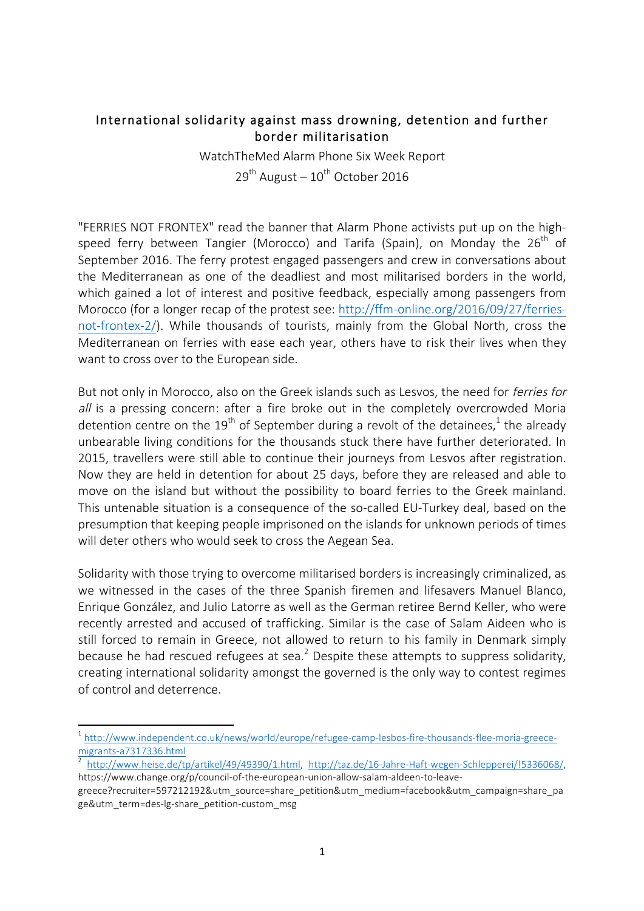# International solidarity against mass drowning, detention and further border militarisation

WatchTheMed Alarm Phone Six Week Report

29th August – 10th October 2016

"FERRIES NOT FRONTEX" read the banner that Alarm Phone activists put up on the high-speed ferry between Tangier (Morocco) and Tarifa (Spain), on Monday the 26th of September 2016. The ferry protest engaged passengers and crew in conversations about the Mediterranean as one of the deadliest and most militarised borders in the world, which gained a lot of interest and positive feedback, especially among passengers from Morocco (for a longer recap of the protest see: http://ffm-online.org/2016/09/27/ferries-not-frontex-2/). While thousands of tourists, mainly from the Global North, cross the Mediterranean on ferries with ease each year, others have to risk their lives when they want to cross over to the European side.

But not only in Morocco, also on the Greek islands such as Lesvos, the need for *ferries for all* is a pressing concern: after a fire broke out in the completely overcrowded Moria detention centre on the 19th of September during a revolt of the detainees,[1] the already unbearable living conditions for the thousands stuck there have further deteriorated. In 2015, travellers were still able to continue their journeys from Lesvos after registration. Now they are held in detention for about 25 days, before they are released and able to move on the island but without the possibility to board ferries to the Greek mainland. This untenable situation is a consequence of the so-called EU-Turkey deal, based on the presumption that keeping people imprisoned on the islands for unknown periods of times will deter others who would seek to cross the Aegean Sea.

Solidarity with those trying to overcome militarised borders is increasingly criminalized, as we witnessed in the cases of the three Spanish firemen and lifesavers Manuel Blanco, Enrique González, and Julio Latorre as well as the German retiree Bernd Keller, who were recently arrested and accused of trafficking. Similar is the case of Salam Aideen who is still forced to remain in Greece, not allowed to return to his family in Denmark simply because he had rescued refugees at sea.[2] Despite these attempts to suppress solidarity, creating international solidarity amongst the governed is the only way to contest regimes of control and deterrence.

---

[1] http://www.independent.co.uk/news/world/europe/refugee-camp-lesbos-fire-thousands-flee-moria-greece-migrants-a7317336.html

[2] http://www.heise.de/tp/artikel/49/49390/1.html, http://taz.de/16-Jahre-Haft-wegen-Schlepperei/!5336068/, https://www.change.org/p/council-of-the-european-union-allow-salam-aldeen-to-leave-greece?recruiter=597212192&utm_source=share_petition&utm_medium=facebook&utm_campaign=share_page&utm_term=des-lg-share_petition-custom_msg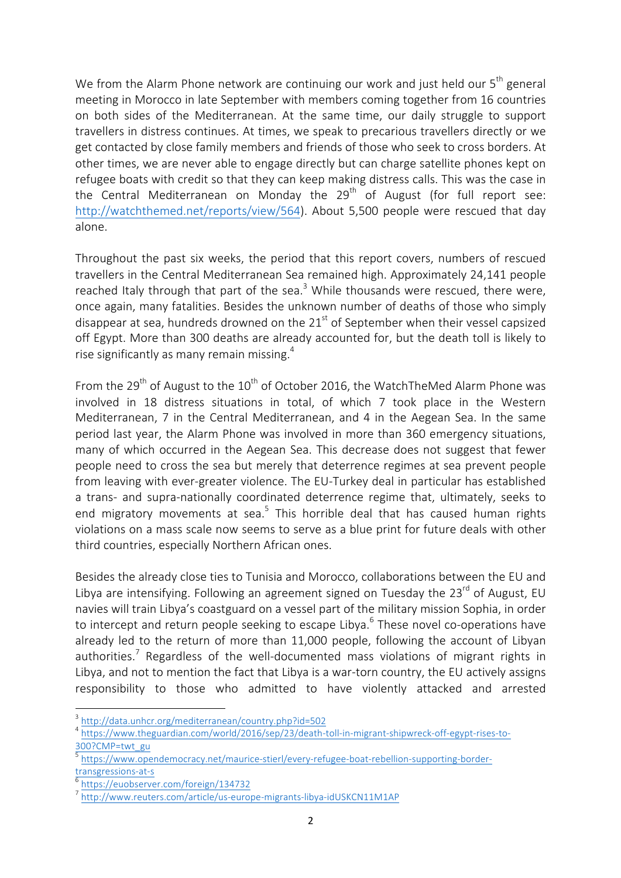We from the Alarm Phone network are continuing our work and just held our 5th general meeting in Morocco in late September with members coming together from 16 countries on both sides of the Mediterranean. At the same time, our daily struggle to support travellers in distress continues. At times, we speak to precarious travellers directly or we get contacted by close family members and friends of those who seek to cross borders. At other times, we are never able to engage directly but can charge satellite phones kept on refugee boats with credit so that they can keep making distress calls. This was the case in the Central Mediterranean on Monday the 29th of August (for full report see: http://watchthemed.net/reports/view/564). About 5,500 people were rescued that day alone.

Throughout the past six weeks, the period that this report covers, numbers of rescued travellers in the Central Mediterranean Sea remained high. Approximately 24,141 people reached Italy through that part of the sea.[3] While thousands were rescued, there were, once again, many fatalities. Besides the unknown number of deaths of those who simply disappear at sea, hundreds drowned on the 21st of September when their vessel capsized off Egypt. More than 300 deaths are already accounted for, but the death toll is likely to rise significantly as many remain missing.[4]

From the 29th of August to the 10th of October 2016, the WatchTheMed Alarm Phone was involved in 18 distress situations in total, of which 7 took place in the Western Mediterranean, 7 in the Central Mediterranean, and 4 in the Aegean Sea. In the same period last year, the Alarm Phone was involved in more than 360 emergency situations, many of which occurred in the Aegean Sea. This decrease does not suggest that fewer people need to cross the sea but merely that deterrence regimes at sea prevent people from leaving with ever-greater violence. The EU-Turkey deal in particular has established a trans- and supra-nationally coordinated deterrence regime that, ultimately, seeks to end migratory movements at sea.[5] This horrible deal that has caused human rights violations on a mass scale now seems to serve as a blue print for future deals with other third countries, especially Northern African ones.

Besides the already close ties to Tunisia and Morocco, collaborations between the EU and Libya are intensifying. Following an agreement signed on Tuesday the 23rd of August, EU navies will train Libya's coastguard on a vessel part of the military mission Sophia, in order to intercept and return people seeking to escape Libya.[6] These novel co-operations have already led to the return of more than 11,000 people, following the account of Libyan authorities.[7] Regardless of the well-documented mass violations of migrant rights in Libya, and not to mention the fact that Libya is a war-torn country, the EU actively assigns responsibility to those who admitted to have violently attacked and arrested

---

[3] http://data.unhcr.org/mediterranean/country.php?id=502

[4] https://www.theguardian.com/world/2016/sep/23/death-toll-in-migrant-shipwreck-off-egypt-rises-to-300?CMP=twt_gu

[5] https://www.opendemocracy.net/maurice-stierl/every-refugee-boat-rebellion-supporting-border-transgressions-at-s

[6] https://euobserver.com/foreign/134732

[7] http://www.reuters.com/article/us-europe-migrants-libya-idUSKCN11M1AP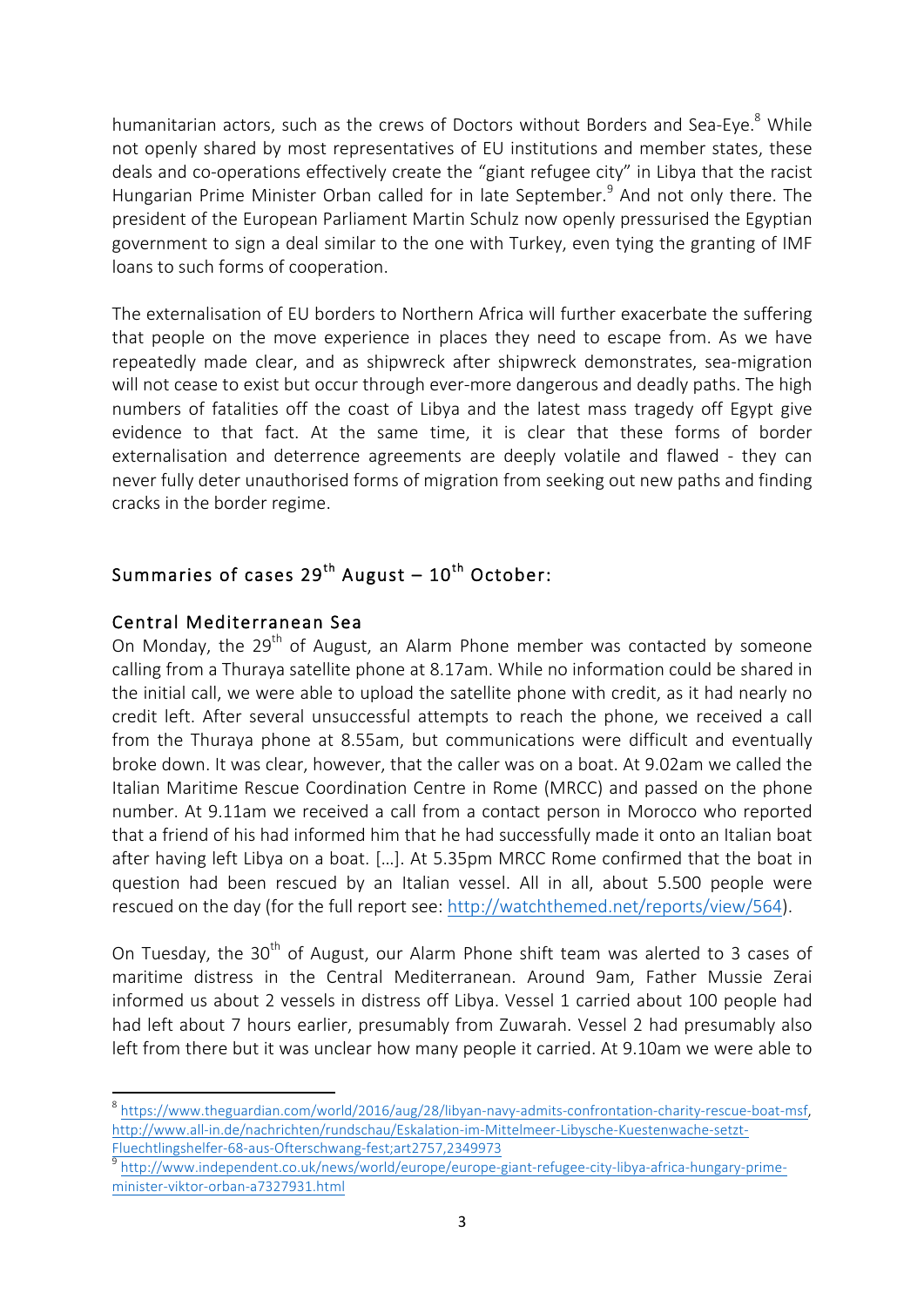humanitarian actors, such as the crews of Doctors without Borders and Sea-Eye.[8] While not openly shared by most representatives of EU institutions and member states, these deals and co-operations effectively create the "giant refugee city" in Libya that the racist Hungarian Prime Minister Orban called for in late September.[9] And not only there. The president of the European Parliament Martin Schulz now openly pressurised the Egyptian government to sign a deal similar to the one with Turkey, even tying the granting of IMF loans to such forms of cooperation.

The externalisation of EU borders to Northern Africa will further exacerbate the suffering that people on the move experience in places they need to escape from. As we have repeatedly made clear, and as shipwreck after shipwreck demonstrates, sea-migration will not cease to exist but occur through ever-more dangerous and deadly paths. The high numbers of fatalities off the coast of Libya and the latest mass tragedy off Egypt give evidence to that fact. At the same time, it is clear that these forms of border externalisation and deterrence agreements are deeply volatile and flawed - they can never fully deter unauthorised forms of migration from seeking out new paths and finding cracks in the border regime.

## Summaries of cases 29th August – 10th October:

### Central Mediterranean Sea

On Monday, the 29th of August, an Alarm Phone member was contacted by someone calling from a Thuraya satellite phone at 8.17am. While no information could be shared in the initial call, we were able to upload the satellite phone with credit, as it had nearly no credit left. After several unsuccessful attempts to reach the phone, we received a call from the Thuraya phone at 8.55am, but communications were difficult and eventually broke down. It was clear, however, that the caller was on a boat. At 9.02am we called the Italian Maritime Rescue Coordination Centre in Rome (MRCC) and passed on the phone number. At 9.11am we received a call from a contact person in Morocco who reported that a friend of his had informed him that he had successfully made it onto an Italian boat after having left Libya on a boat. […]. At 5.35pm MRCC Rome confirmed that the boat in question had been rescued by an Italian vessel. All in all, about 5.500 people were rescued on the day (for the full report see: http://watchthemed.net/reports/view/564).

On Tuesday, the 30th of August, our Alarm Phone shift team was alerted to 3 cases of maritime distress in the Central Mediterranean. Around 9am, Father Mussie Zerai informed us about 2 vessels in distress off Libya. Vessel 1 carried about 100 people had had left about 7 hours earlier, presumably from Zuwarah. Vessel 2 had presumably also left from there but it was unclear how many people it carried. At 9.10am we were able to

---

[8] https://www.theguardian.com/world/2016/aug/28/libyan-navy-admits-confrontation-charity-rescue-boat-msf, http://www.all-in.de/nachrichten/rundschau/Eskalation-im-Mittelmeer-Libysche-Kuestenwache-setzt-Fluechtlingshelfer-68-aus-Ofterschwang-fest;art2757,2349973

[9] http://www.independent.co.uk/news/world/europe/europe-giant-refugee-city-libya-africa-hungary-prime-minister-viktor-orban-a7327931.html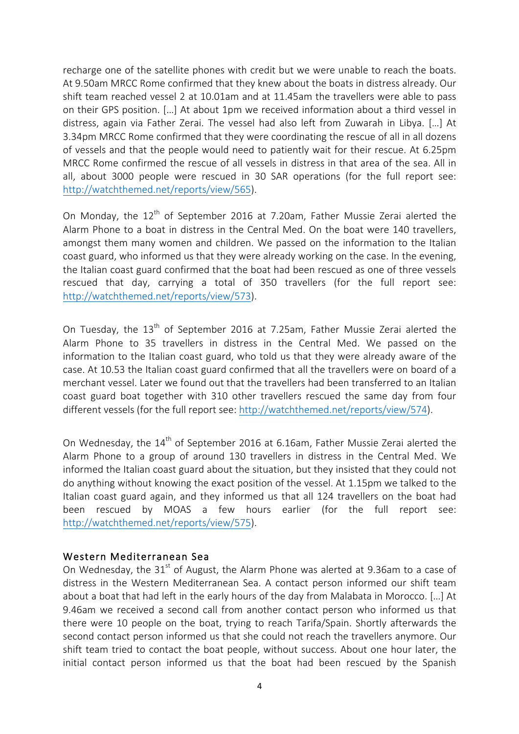recharge one of the satellite phones with credit but we were unable to reach the boats. At 9.50am MRCC Rome confirmed that they knew about the boats in distress already. Our shift team reached vessel 2 at 10.01am and at 11.45am the travellers were able to pass on their GPS position. […] At about 1pm we received information about a third vessel in distress, again via Father Zerai. The vessel had also left from Zuwarah in Libya. […] At 3.34pm MRCC Rome confirmed that they were coordinating the rescue of all in all dozens of vessels and that the people would need to patiently wait for their rescue. At 6.25pm MRCC Rome confirmed the rescue of all vessels in distress in that area of the sea. All in all, about 3000 people were rescued in 30 SAR operations (for the full report see: http://watchthemed.net/reports/view/565).

On Monday, the 12th of September 2016 at 7.20am, Father Mussie Zerai alerted the Alarm Phone to a boat in distress in the Central Med. On the boat were 140 travellers, amongst them many women and children. We passed on the information to the Italian coast guard, who informed us that they were already working on the case. In the evening, the Italian coast guard confirmed that the boat had been rescued as one of three vessels rescued that day, carrying a total of 350 travellers (for the full report see: http://watchthemed.net/reports/view/573).

On Tuesday, the 13th of September 2016 at 7.25am, Father Mussie Zerai alerted the Alarm Phone to 35 travellers in distress in the Central Med. We passed on the information to the Italian coast guard, who told us that they were already aware of the case. At 10.53 the Italian coast guard confirmed that all the travellers were on board of a merchant vessel. Later we found out that the travellers had been transferred to an Italian coast guard boat together with 310 other travellers rescued the same day from four different vessels (for the full report see: http://watchthemed.net/reports/view/574).

On Wednesday, the 14th of September 2016 at 6.16am, Father Mussie Zerai alerted the Alarm Phone to a group of around 130 travellers in distress in the Central Med. We informed the Italian coast guard about the situation, but they insisted that they could not do anything without knowing the exact position of the vessel. At 1.15pm we talked to the Italian coast guard again, and they informed us that all 124 travellers on the boat had been rescued by MOAS a few hours earlier (for the full report see: http://watchthemed.net/reports/view/575).

## Western Mediterranean Sea

On Wednesday, the 31st of August, the Alarm Phone was alerted at 9.36am to a case of distress in the Western Mediterranean Sea. A contact person informed our shift team about a boat that had left in the early hours of the day from Malabata in Morocco. […] At 9.46am we received a second call from another contact person who informed us that there were 10 people on the boat, trying to reach Tarifa/Spain. Shortly afterwards the second contact person informed us that she could not reach the travellers anymore. Our shift team tried to contact the boat people, without success. About one hour later, the initial contact person informed us that the boat had been rescued by the Spanish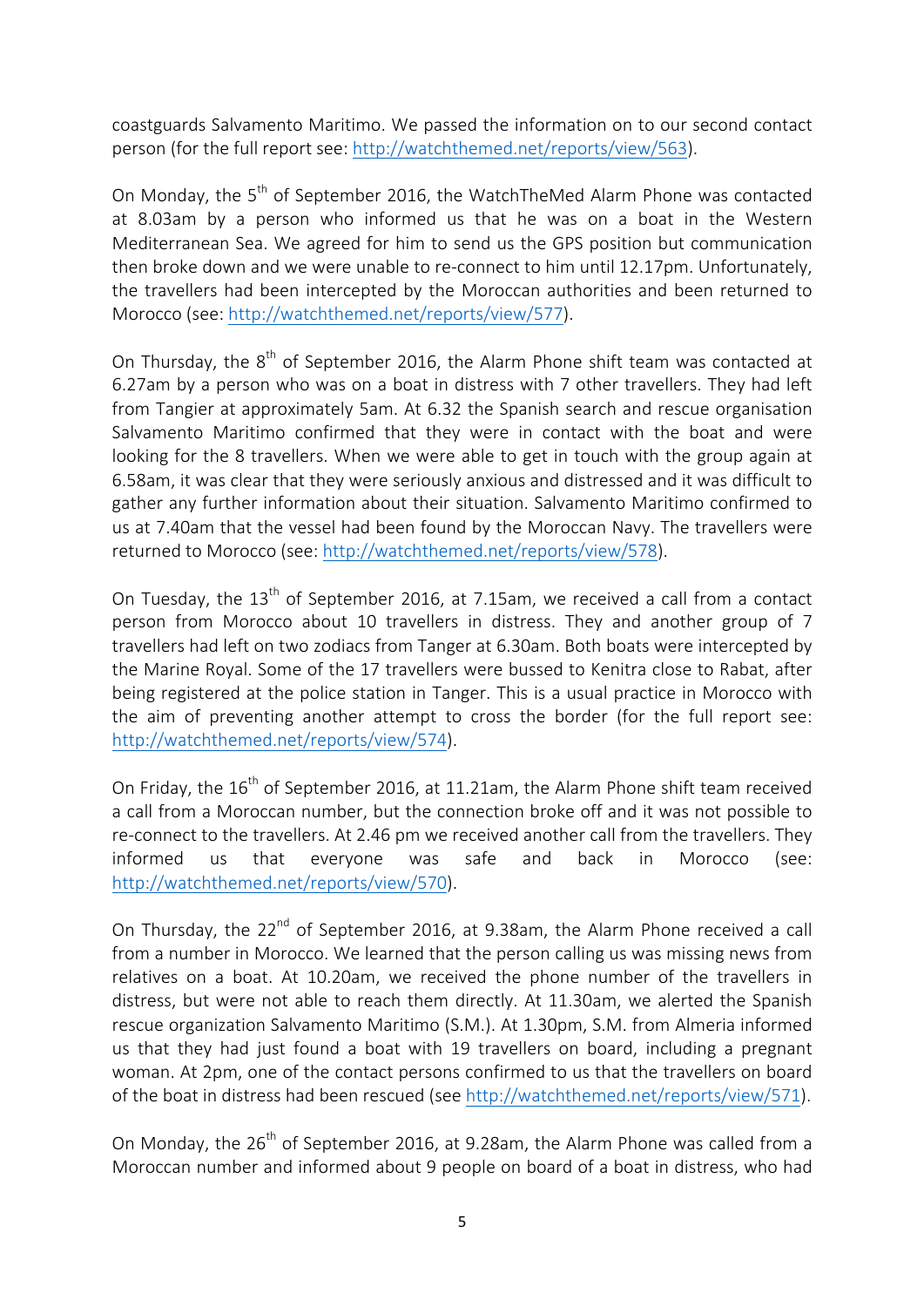coastguards Salvamento Maritimo. We passed the information on to our second contact person (for the full report see: http://watchthemed.net/reports/view/563).

On Monday, the 5th of September 2016, the WatchTheMed Alarm Phone was contacted at 8.03am by a person who informed us that he was on a boat in the Western Mediterranean Sea. We agreed for him to send us the GPS position but communication then broke down and we were unable to re-connect to him until 12.17pm. Unfortunately, the travellers had been intercepted by the Moroccan authorities and been returned to Morocco (see: http://watchthemed.net/reports/view/577).

On Thursday, the 8th of September 2016, the Alarm Phone shift team was contacted at 6.27am by a person who was on a boat in distress with 7 other travellers. They had left from Tangier at approximately 5am. At 6.32 the Spanish search and rescue organisation Salvamento Maritimo confirmed that they were in contact with the boat and were looking for the 8 travellers. When we were able to get in touch with the group again at 6.58am, it was clear that they were seriously anxious and distressed and it was difficult to gather any further information about their situation. Salvamento Maritimo confirmed to us at 7.40am that the vessel had been found by the Moroccan Navy. The travellers were returned to Morocco (see: http://watchthemed.net/reports/view/578).

On Tuesday, the 13th of September 2016, at 7.15am, we received a call from a contact person from Morocco about 10 travellers in distress. They and another group of 7 travellers had left on two zodiacs from Tanger at 6.30am. Both boats were intercepted by the Marine Royal. Some of the 17 travellers were bussed to Kenitra close to Rabat, after being registered at the police station in Tanger. This is a usual practice in Morocco with the aim of preventing another attempt to cross the border (for the full report see: http://watchthemed.net/reports/view/574).

On Friday, the 16th of September 2016, at 11.21am, the Alarm Phone shift team received a call from a Moroccan number, but the connection broke off and it was not possible to re-connect to the travellers. At 2.46 pm we received another call from the travellers. They informed us that everyone was safe and back in Morocco (see: http://watchthemed.net/reports/view/570).

On Thursday, the 22nd of September 2016, at 9.38am, the Alarm Phone received a call from a number in Morocco. We learned that the person calling us was missing news from relatives on a boat. At 10.20am, we received the phone number of the travellers in distress, but were not able to reach them directly. At 11.30am, we alerted the Spanish rescue organization Salvamento Maritimo (S.M.). At 1.30pm, S.M. from Almeria informed us that they had just found a boat with 19 travellers on board, including a pregnant woman. At 2pm, one of the contact persons confirmed to us that the travellers on board of the boat in distress had been rescued (see http://watchthemed.net/reports/view/571).

On Monday, the 26th of September 2016, at 9.28am, the Alarm Phone was called from a Moroccan number and informed about 9 people on board of a boat in distress, who had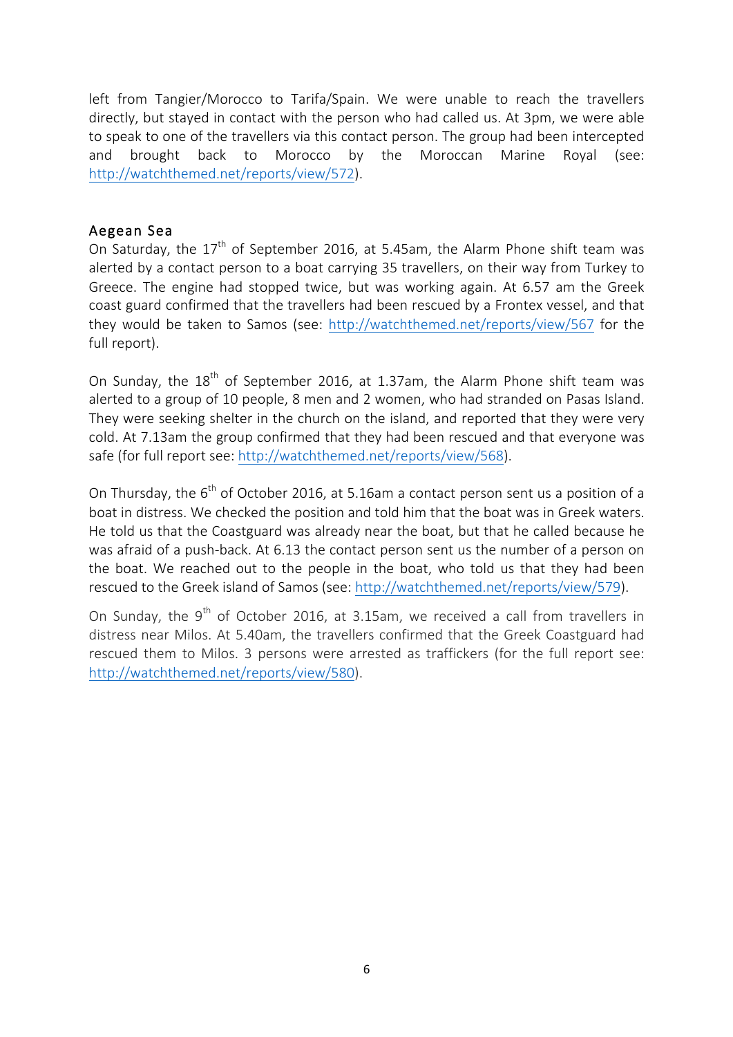left from Tangier/Morocco to Tarifa/Spain. We were unable to reach the travellers directly, but stayed in contact with the person who had called us. At 3pm, we were able to speak to one of the travellers via this contact person. The group had been intercepted and brought back to Morocco by the Moroccan Marine Royal (see: http://watchthemed.net/reports/view/572).

## Aegean Sea

On Saturday, the 17th of September 2016, at 5.45am, the Alarm Phone shift team was alerted by a contact person to a boat carrying 35 travellers, on their way from Turkey to Greece. The engine had stopped twice, but was working again. At 6.57 am the Greek coast guard confirmed that the travellers had been rescued by a Frontex vessel, and that they would be taken to Samos (see: http://watchthemed.net/reports/view/567 for the full report).

On Sunday, the 18th of September 2016, at 1.37am, the Alarm Phone shift team was alerted to a group of 10 people, 8 men and 2 women, who had stranded on Pasas Island. They were seeking shelter in the church on the island, and reported that they were very cold. At 7.13am the group confirmed that they had been rescued and that everyone was safe (for full report see: http://watchthemed.net/reports/view/568).

On Thursday, the 6th of October 2016, at 5.16am a contact person sent us a position of a boat in distress. We checked the position and told him that the boat was in Greek waters. He told us that the Coastguard was already near the boat, but that he called because he was afraid of a push-back. At 6.13 the contact person sent us the number of a person on the boat. We reached out to the people in the boat, who told us that they had been rescued to the Greek island of Samos (see: http://watchthemed.net/reports/view/579).

On Sunday, the 9th of October 2016, at 3.15am, we received a call from travellers in distress near Milos. At 5.40am, the travellers confirmed that the Greek Coastguard had rescued them to Milos. 3 persons were arrested as traffickers (for the full report see: http://watchthemed.net/reports/view/580).